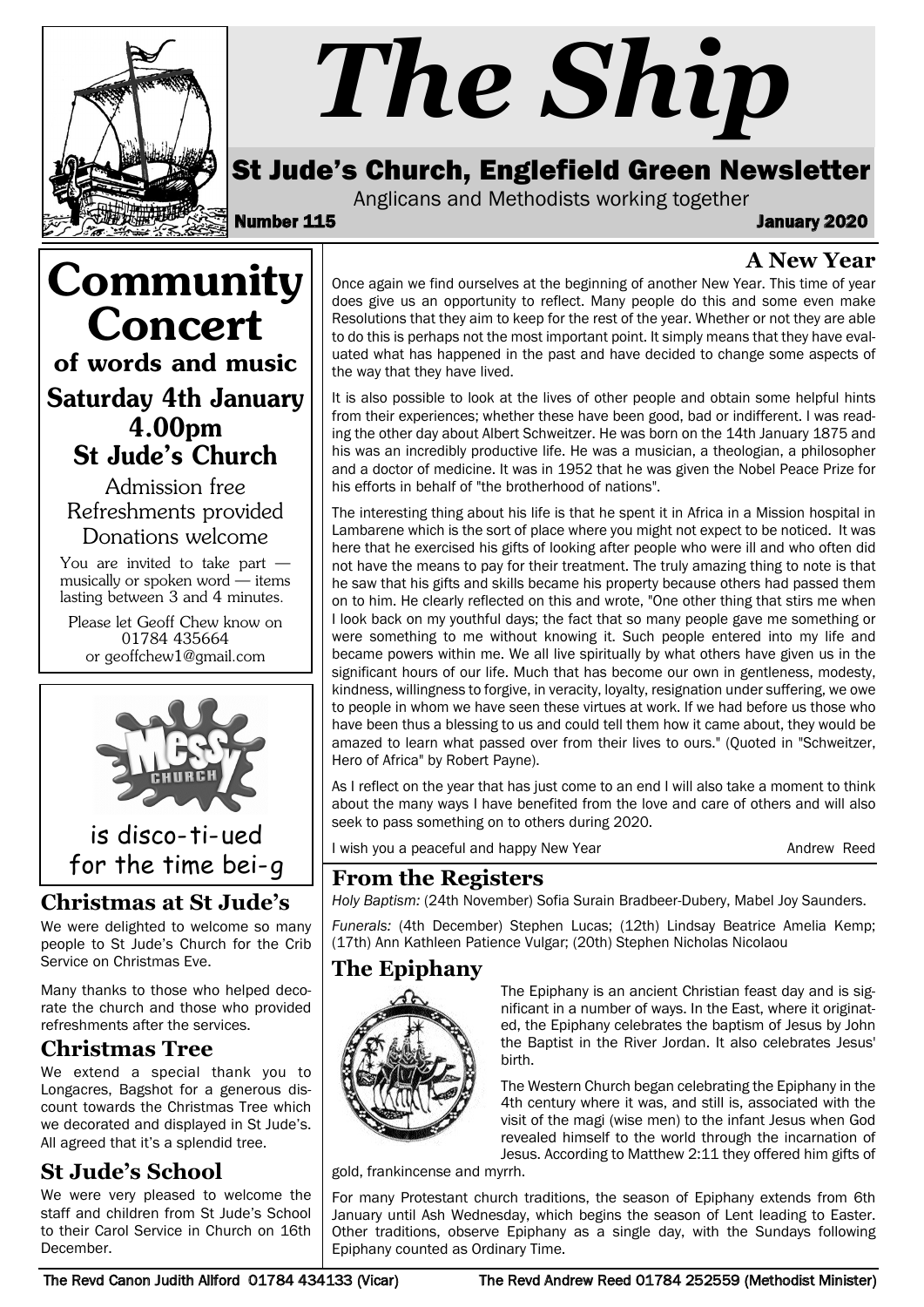# The Ship

## St Jude's Church, Englefield Green Newsletter

Anglicans and Methodists working together

**Number 115** **January 2020**

# Community Concert

### of words and music

### Saturday 4th January 4.00pm St Jude's Church

Admission free
Refreshments provided
Donations welcome

You are invited to take part — musically or spoken word — items lasting between 3 and 4 minutes.

Please let Geoff Chew know on 01784 435664 or geoffchew1@gmail.com

is disco-ti-ued for the time bei-g

## Christmas at St Jude's

We were delighted to welcome so many people to St Jude's Church for the Crib Service on Christmas Eve.

Many thanks to those who helped decorate the church and those who provided refreshments after the services.

## Christmas Tree

We extend a special thank you to Longacres, Bagshot for a generous discount towards the Christmas Tree which we decorated and displayed in St Jude's. All agreed that it's a splendid tree.

## St Jude's School

We were very pleased to welcome the staff and children from St Jude's School to their Carol Service in Church on 16th December.

## A New Year

Once again we find ourselves at the beginning of another New Year. This time of year does give us an opportunity to reflect. Many people do this and some even make Resolutions that they aim to keep for the rest of the year. Whether or not they are able to do this is perhaps not the most important point. It simply means that they have evaluated what has happened in the past and have decided to change some aspects of the way that they have lived.

It is also possible to look at the lives of other people and obtain some helpful hints from their experiences; whether these have been good, bad or indifferent. I was reading the other day about Albert Schweitzer. He was born on the 14th January 1875 and his was an incredibly productive life. He was a musician, a theologian, a philosopher and a doctor of medicine. It was in 1952 that he was given the Nobel Peace Prize for his efforts in behalf of "the brotherhood of nations".

The interesting thing about his life is that he spent it in Africa in a Mission hospital in Lambarene which is the sort of place where you might not expect to be noticed. It was here that he exercised his gifts of looking after people who were ill and who often did not have the means to pay for their treatment. The truly amazing thing to note is that he saw that his gifts and skills became his property because others had passed them on to him. He clearly reflected on this and wrote, "One other thing that stirs me when I look back on my youthful days; the fact that so many people gave me something or were something to me without knowing it. Such people entered into my life and became powers within me. We all live spiritually by what others have given us in the significant hours of our life. Much that has become our own in gentleness, modesty, kindness, willingness to forgive, in veracity, loyalty, resignation under suffering, we owe to people in whom we have seen these virtues at work. If we had before us those who have been thus a blessing to us and could tell them how it came about, they would be amazed to learn what passed over from their lives to ours." (Quoted in "Schweitzer, Hero of Africa" by Robert Payne).

As I reflect on the year that has just come to an end I will also take a moment to think about the many ways I have benefited from the love and care of others and will also seek to pass something on to others during 2020.

I wish you a peaceful and happy New Year

Andrew Reed

## From the Registers

*Holy Baptism:* (24th November) Sofia Surain Bradbeer-Dubery, Mabel Joy Saunders.

*Funerals:* (4th December) Stephen Lucas; (12th) Lindsay Beatrice Amelia Kemp; (17th) Ann Kathleen Patience Vulgar; (20th) Stephen Nicholas Nicolaou

## The Epiphany

The Epiphany is an ancient Christian feast day and is significant in a number of ways. In the East, where it originated, the Epiphany celebrates the baptism of Jesus by John the Baptist in the River Jordan. It also celebrates Jesus' birth.

The Western Church began celebrating the Epiphany in the 4th century where it was, and still is, associated with the visit of the magi (wise men) to the infant Jesus when God revealed himself to the world through the incarnation of Jesus. According to Matthew 2:11 they offered him gifts of gold, frankincense and myrrh.

For many Protestant church traditions, the season of Epiphany extends from 6th January until Ash Wednesday, which begins the season of Lent leading to Easter. Other traditions, observe Epiphany as a single day, with the Sundays following Epiphany counted as Ordinary Time.

The Revd Canon Judith Allford 01784 434133 (Vicar) The Revd Andrew Reed 01784 252559 (Methodist Minister)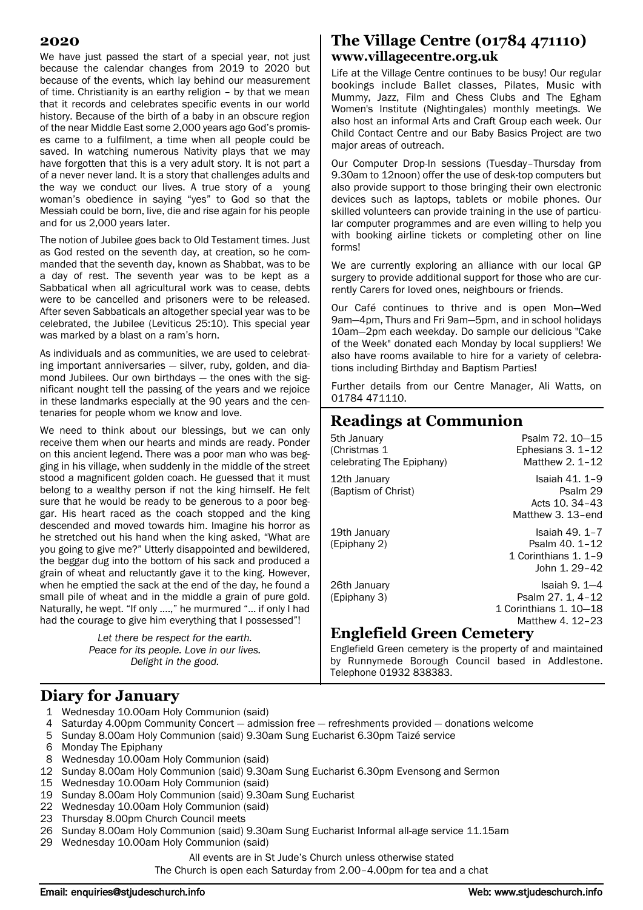## 2020

We have just passed the start of a special year, not just because the calendar changes from 2019 to 2020 but because of the events, which lay behind our measurement of time. Christianity is an earthy religion – by that we mean that it records and celebrates specific events in our world history. Because of the birth of a baby in an obscure region of the near Middle East some 2,000 years ago God's promises came to a fulfilment, a time when all people could be saved. In watching numerous Nativity plays that we may have forgotten that this is a very adult story. It is not part a of a never never land. It is a story that challenges adults and the way we conduct our lives. A true story of a young woman's obedience in saying "yes" to God so that the Messiah could be born, live, die and rise again for his people and for us 2,000 years later.

The notion of Jubilee goes back to Old Testament times. Just as God rested on the seventh day, at creation, so he commanded that the seventh day, known as Shabbat, was to be a day of rest. The seventh year was to be kept as a Sabbatical when all agricultural work was to cease, debts were to be cancelled and prisoners were to be released. After seven Sabbaticals an altogether special year was to be celebrated, the Jubilee (Leviticus 25:10). This special year was marked by a blast on a ram's horn.

As individuals and as communities, we are used to celebrating important anniversaries — silver, ruby, golden, and diamond Jubilees. Our own birthdays — the ones with the significant nought tell the passing of the years and we rejoice in these landmarks especially at the 90 years and the centenaries for people whom we know and love.

We need to think about our blessings, but we can only receive them when our hearts and minds are ready. Ponder on this ancient legend. There was a poor man who was begging in his village, when suddenly in the middle of the street stood a magnificent golden coach. He guessed that it must belong to a wealthy person if not the king himself. He felt sure that he would be ready to be generous to a poor beggar. His heart raced as the coach stopped and the king descended and moved towards him. Imagine his horror as he stretched out his hand when the king asked, "What are you going to give me?" Utterly disappointed and bewildered, the beggar dug into the bottom of his sack and produced a grain of wheat and reluctantly gave it to the king. However, when he emptied the sack at the end of the day, he found a small pile of wheat and in the middle a grain of pure gold. Naturally, he wept. "If only ….," he murmured "… if only I had had the courage to give him everything that I possessed"!

*Let there be respect for the earth.*
*Peace for its people. Love in our lives.*
*Delight in the good.*

## The Village Centre (01784 471110)
### www.villagecentre.org.uk

Life at the Village Centre continues to be busy! Our regular bookings include Ballet classes, Pilates, Music with Mummy, Jazz, Film and Chess Clubs and The Egham Women's Institute (Nightingales) monthly meetings. We also host an informal Arts and Craft Group each week. Our Child Contact Centre and our Baby Basics Project are two major areas of outreach.

Our Computer Drop-In sessions (Tuesday–Thursday from 9.30am to 12noon) offer the use of desk-top computers but also provide support to those bringing their own electronic devices such as laptops, tablets or mobile phones. Our skilled volunteers can provide training in the use of particular computer programmes and are even willing to help you with booking airline tickets or completing other on line forms!

We are currently exploring an alliance with our local GP surgery to provide additional support for those who are currently Carers for loved ones, neighbours or friends.

Our Café continues to thrive and is open Mon—Wed 9am—4pm, Thurs and Fri 9am—5pm, and in school holidays 10am—2pm each weekday. Do sample our delicious "Cake of the Week" donated each Monday by local suppliers! We also have rooms available to hire for a variety of celebrations including Birthday and Baptism Parties!

Further details from our Centre Manager, Ali Watts, on 01784 471110.

## Readings at Communion

| | |
|---|---|
| 5th January (Christmas 1 celebrating The Epiphany) | Psalm 72. 10—15<br>Ephesians 3. 1–12<br>Matthew 2. 1–12 |
| 12th January (Baptism of Christ) | Isaiah 41. 1–9<br>Psalm 29<br>Acts 10. 34–43<br>Matthew 3. 13–end |
| 19th January (Epiphany 2) | Isaiah 49. 1–7<br>Psalm 40. 1–12<br>1 Corinthians 1. 1–9<br>John 1. 29–42 |
| 26th January (Epiphany 3) | Isaiah 9. 1—4<br>Psalm 27. 1, 4–12<br>1 Corinthians 1. 10—18<br>Matthew 4. 12–23 |

## Englefield Green Cemetery

Englefield Green cemetery is the property of and maintained by Runnymede Borough Council based in Addlestone. Telephone 01932 838383.

## Diary for January

- 1 Wednesday 10.00am Holy Communion (said)
- 4 Saturday 4.00pm Community Concert — admission free — refreshments provided — donations welcome
- 5 Sunday 8.00am Holy Communion (said) 9.30am Sung Eucharist 6.30pm Taizé service
- 6 Monday The Epiphany
- 8 Wednesday 10.00am Holy Communion (said)
- 12 Sunday 8.00am Holy Communion (said) 9.30am Sung Eucharist 6.30pm Evensong and Sermon
- 15 Wednesday 10.00am Holy Communion (said)
- 19 Sunday 8.00am Holy Communion (said) 9.30am Sung Eucharist
- 22 Wednesday 10.00am Holy Communion (said)
- 23 Thursday 8.00pm Church Council meets
- 26 Sunday 8.00am Holy Communion (said) 9.30am Sung Eucharist Informal all-age service 11.15am
- 29 Wednesday 10.00am Holy Communion (said)

All events are in St Jude's Church unless otherwise stated
The Church is open each Saturday from 2.00–4.00pm for tea and a chat

Email: enquiries@stjudeschurch.info Web: www.stjudeschurch.info